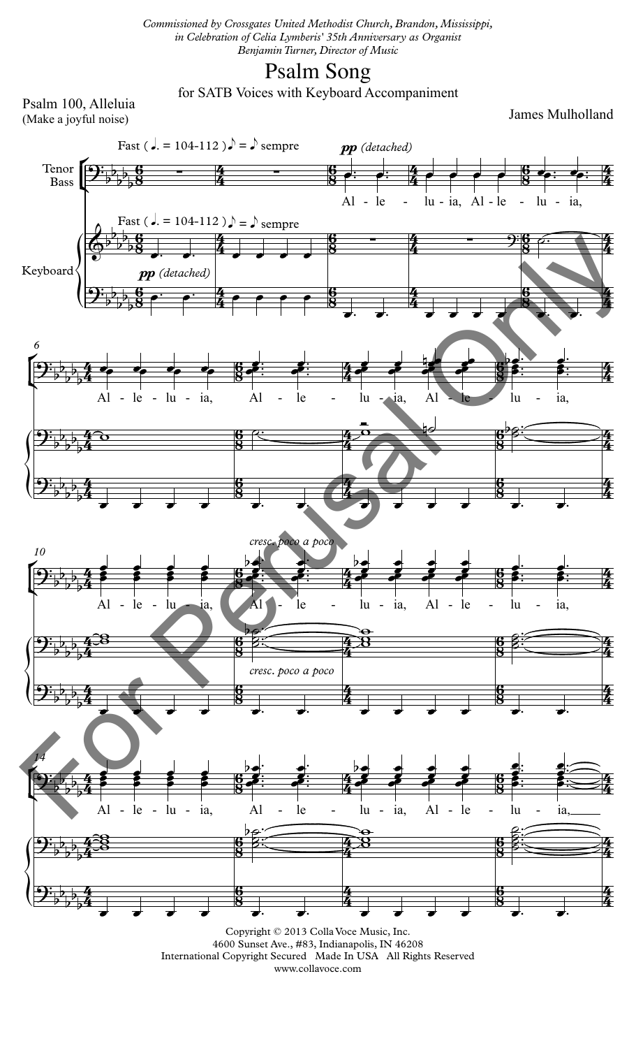*Commissioned by Crossgates United Methodist Church, Brandon, Mississippi,*
*in Celebration of Celia Lymberis' 35th Anniversary as Organist*
*Benjamin Turner, Director of Music*

# Psalm Song

for SATB Voices with Keyboard Accompaniment

Psalm 100, Alleluia
(Make a joyful noise)

James Mulholland

Copyright © 2013 Colla Voce Music, Inc.
4600 Sunset Ave., #83, Indianapolis, IN 46208
International Copyright Secured   Made In USA   All Rights Reserved
www.collavoce.com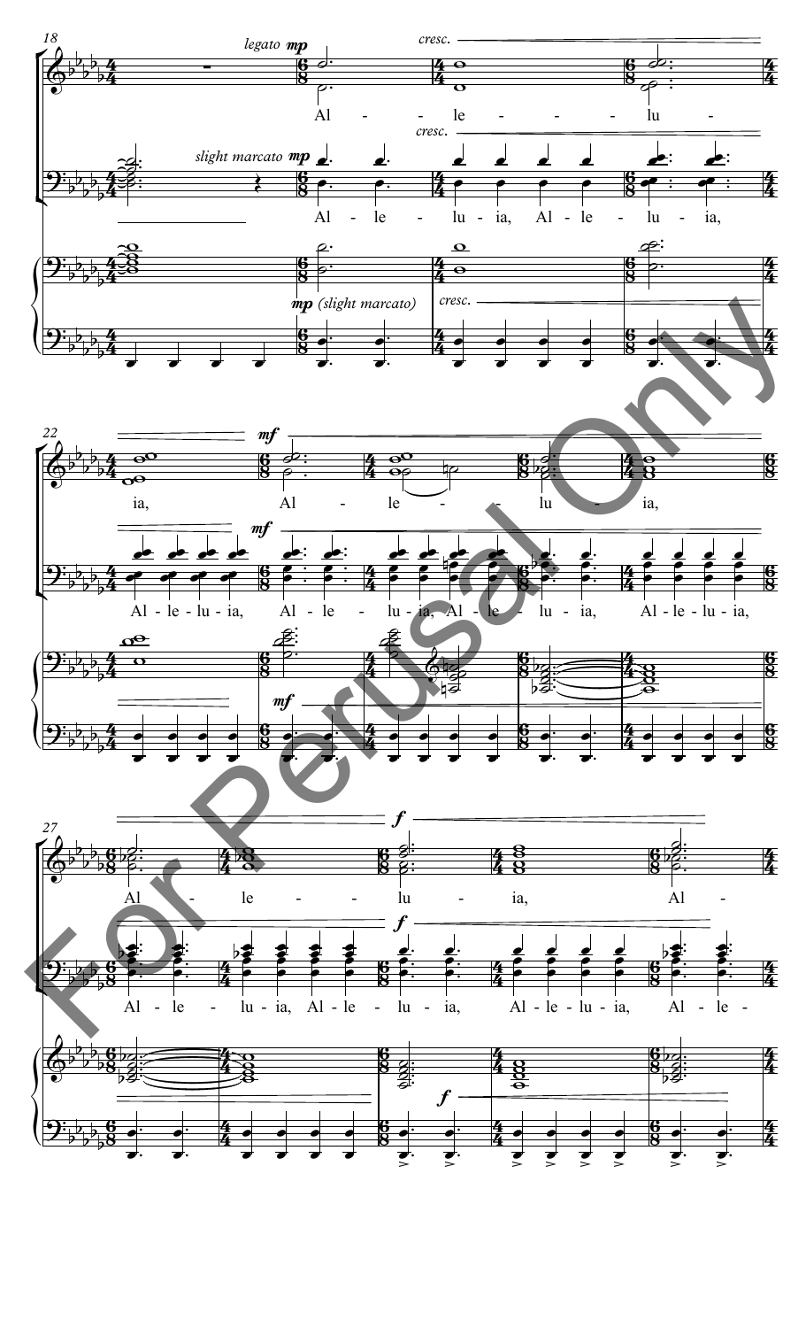18

*legato* **mp**

*slight marcato* **mp**

*cresc.*

Al - - le - - - lu -

Al - le - lu - ia, Al - le - lu - ia,

**mp** *(slight marcato)*

*cresc.*

22

**mf**

ia, Al - le - - lu - ia,

Al - le - lu - ia, Al - le - lu - ia, Al - le - lu - ia, Al - le - lu - ia,

**mf**

27

**f**

Al - le - - lu - ia, Al -

Al - le - lu - ia, Al - le - lu - ia, Al - le - lu - ia, Al - le -

**f**

For Perusal Only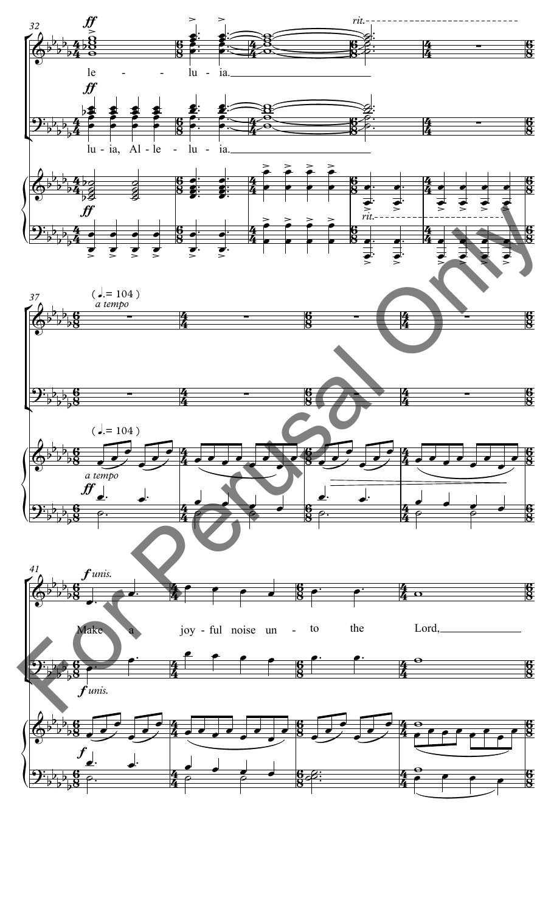32

*ff*

le - - lu - ia.

*ff*

lu - ia, Al - le - lu - ia.

*rit.*

*ff*

*rit.*

37

( ♩. = 104 )
*a tempo*

( ♩. = 104 )

*a tempo*

*ff*

41

*f unis.*

Make a joy - ful noise un - to the Lord,

*f unis.*

*f*

For Perusal Only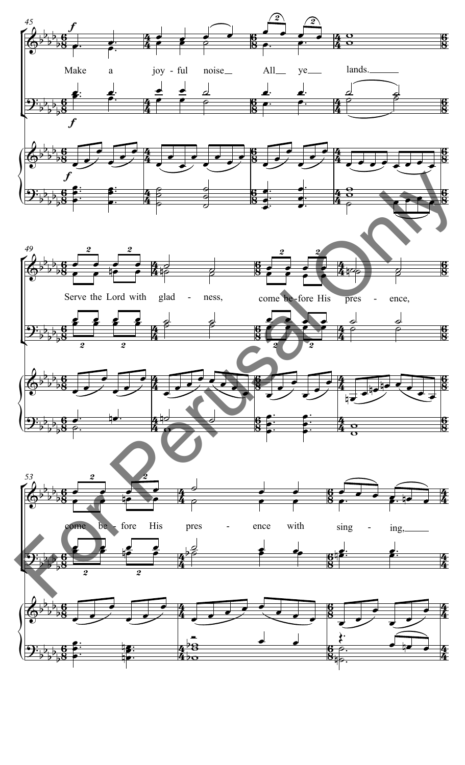Make a joy - ful noise All ye lands.

Serve the Lord with glad - ness, come be - fore His pres - ence,

come be - fore His pres - ence with sing - ing,

For Perusal Only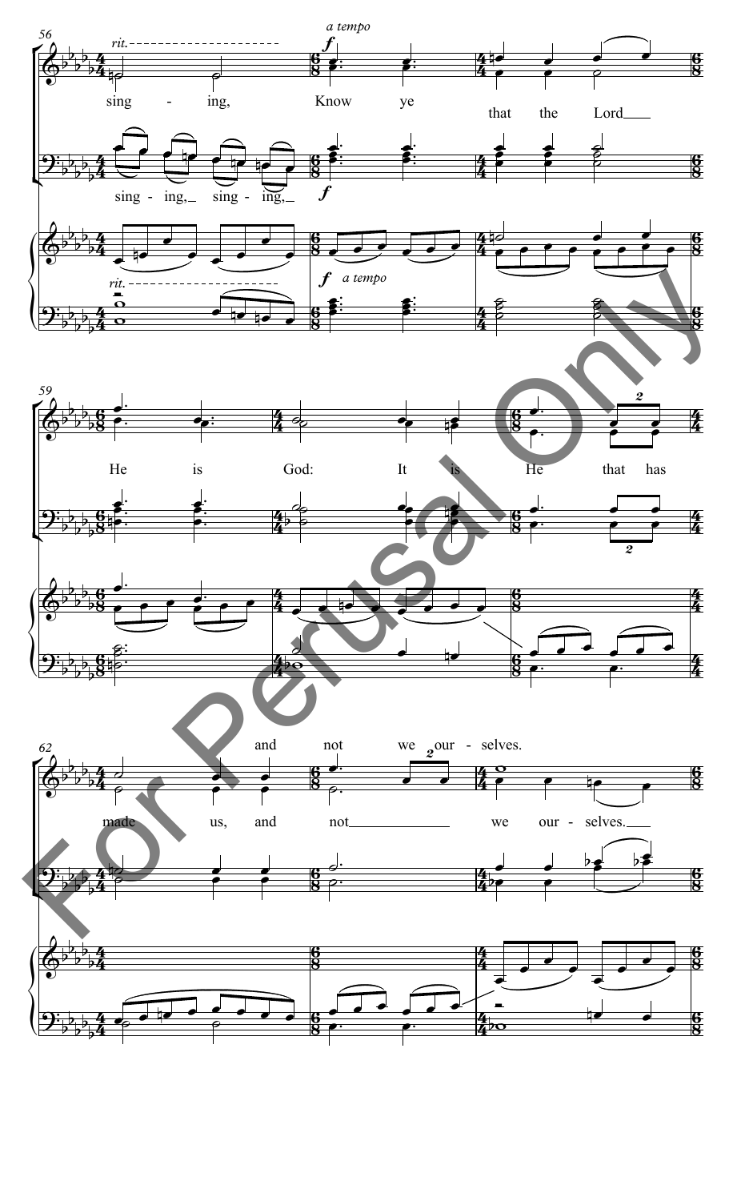56

*rit.*

*a tempo*

***f***

sing - ing, Know ye that the Lord

sing - ing, sing - ing,

***f***

*rit.*

***f*** *a tempo*

59

He is God: It is He that has

62

and not we our - selves.

made us, and not we our - selves.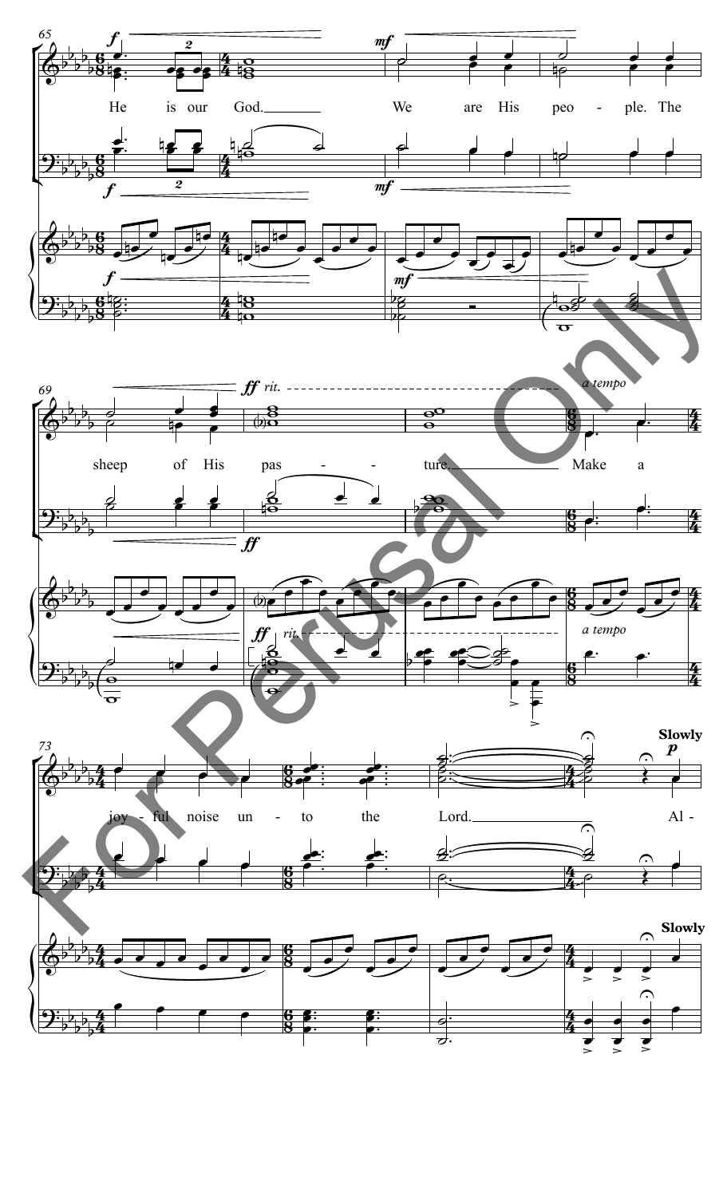65

He is our God. We are His peo - ple. The

69

sheep of His pas - ture. Make a

*rit.* *a tempo*

73

joy - ful noise un - to the Lord. Al -

**Slowly**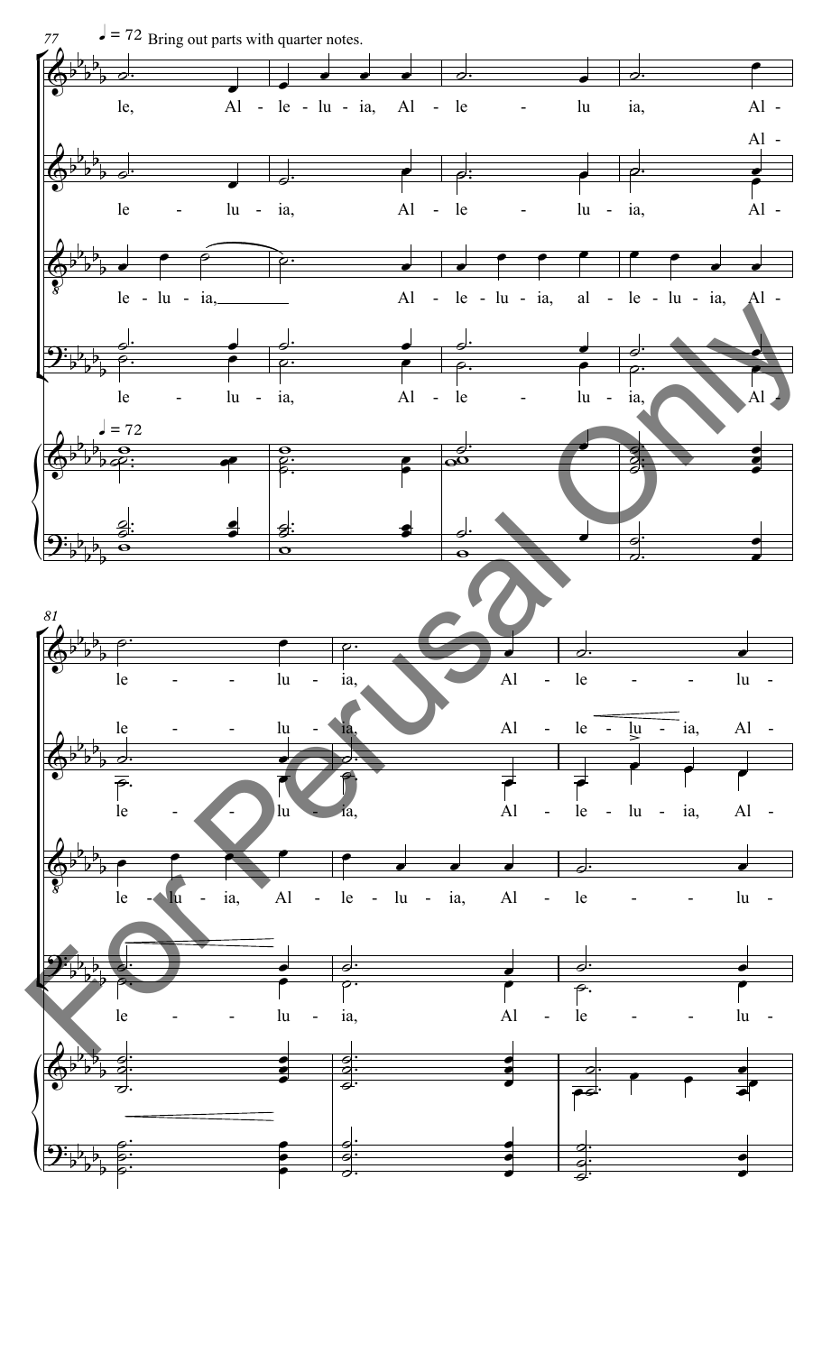77

♩ = 72 Bring out parts with quarter notes.

le, Al - le - lu - ia, Al - le - lu ia, Al -

le - lu - ia, Al - le - lu - ia, Al -

le - lu - ia, Al - le - lu - ia, al - le - lu - ia, Al -

le - lu - ia, Al - le - lu - ia, Al -

♩ = 72

81

le - lu - ia, Al - le - lu -

le - lu - ia, Al - le - lu - ia, Al -

le - lu - ia, Al - le - lu - ia, Al - le - lu - ia, Al -

le - lu - ia, Al - le - lu - ia, Al - le - lu -

le - lu - ia, Al - le - lu -

For Perusal Only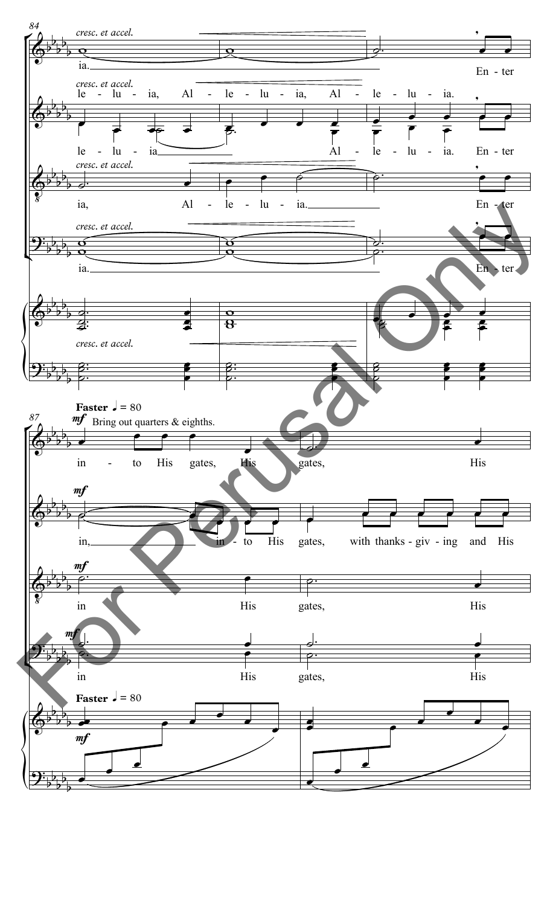84

*cresc. et accel.*

ia. En - ter

*cresc. et accel.*

le - lu - ia, Al - le - lu - ia, Al - le - lu - ia.

le - lu - ia Al - le - lu - ia. En - ter

*cresc. et accel.*

ia, Al - le - lu - ia. En - ter

*cresc. et accel.*

ia. En - ter

*cresc. et accel.*

87

**Faster** ♩ = 80

*mf* Bring out quarters & eighths.

in - to His gates, His gates, His

*mf*

in, in - to His gates, with thanks - giv - ing and His

*mf*

in His gates, His

*mf*

in His gates, His

**Faster** ♩ = 80

*mf*

For Perusal Only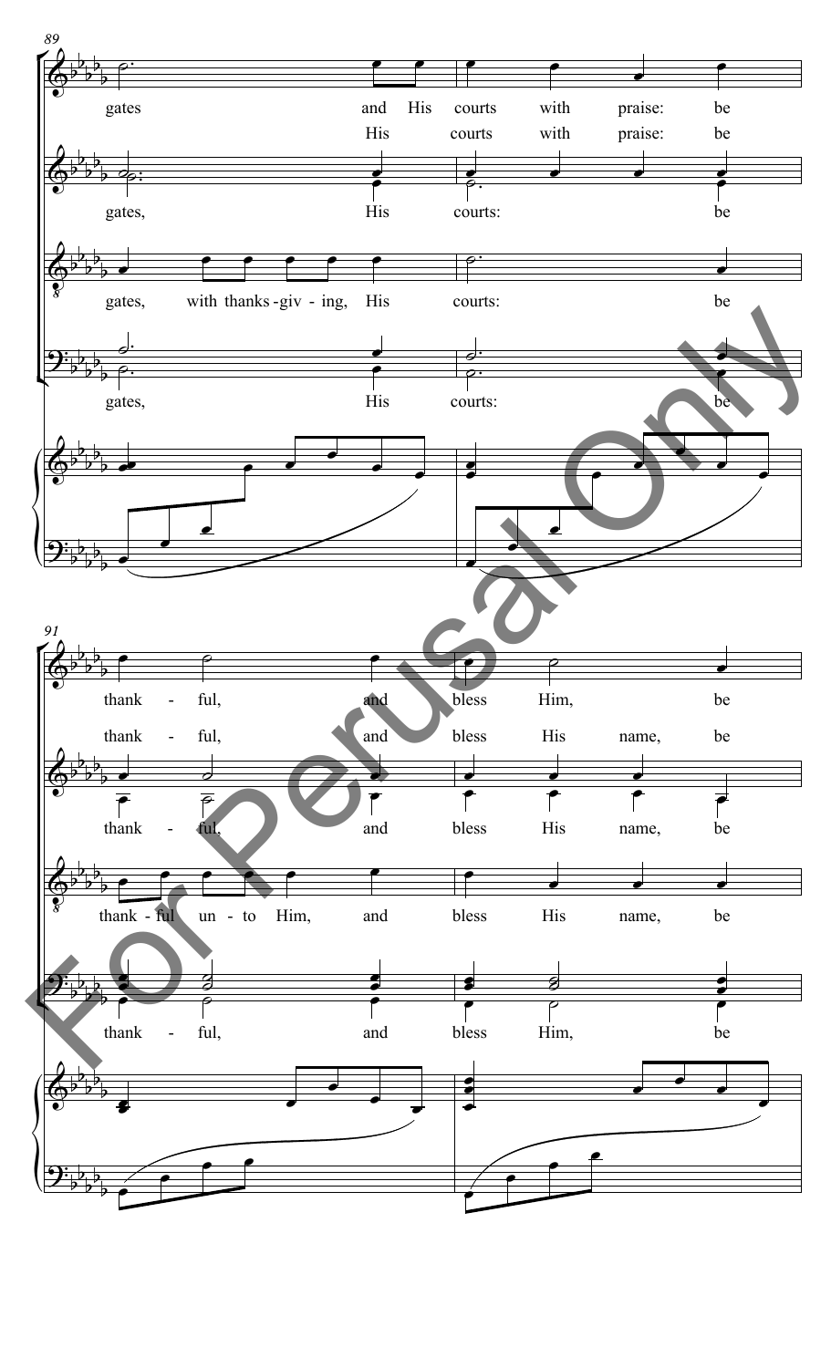89

gates and His courts with praise: be
His courts with praise: be

gates, His courts: be

gates, with thanks-giv-ing, His courts: be

gates, His courts: be

91

thank-ful, and bless Him, be
thank-ful, and bless His name, be

thank-ful, and bless His name, be

thank-ful un-to Him, and bless His name, be

thank-ful, and bless Him, be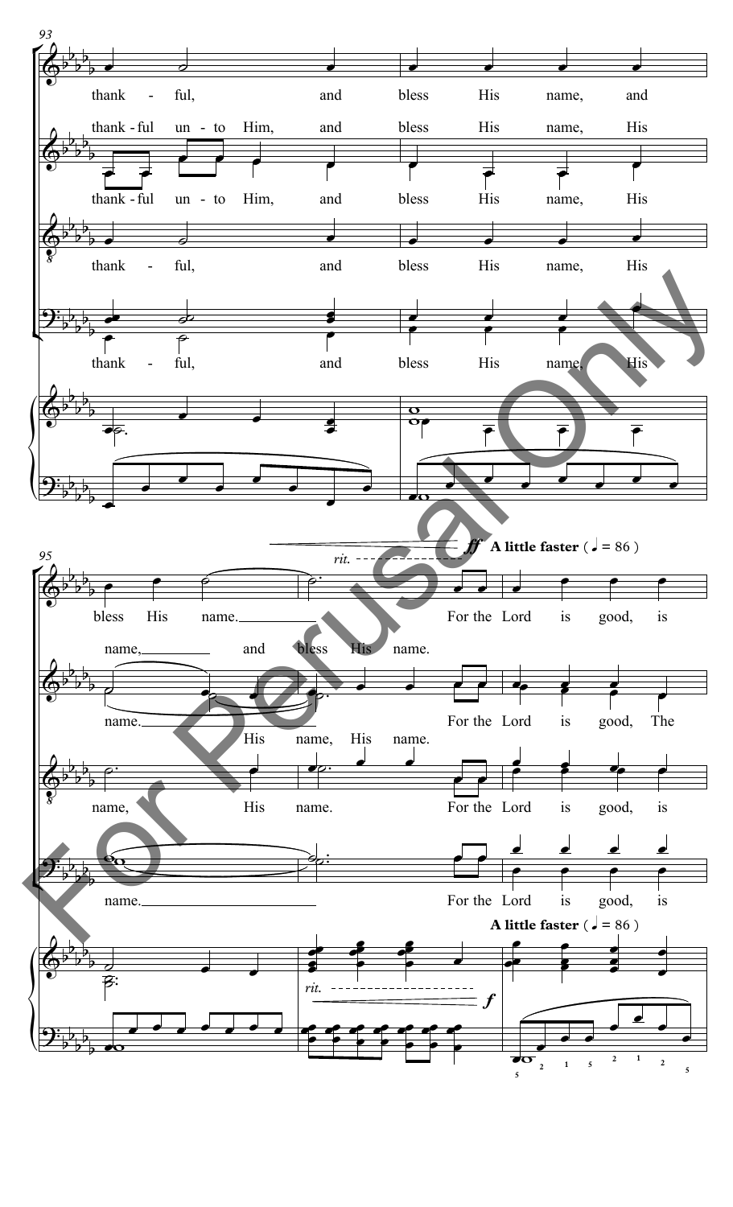93

thank - ful, and bless His name, and

thank - ful un - to Him, and bless His name, His

thank - ful un - to Him, and bless His name, His

thank - ful, and bless His name, His

thank - ful, and bless His name, His

95

*rit.* **ff** **A little faster** ( ♩ = 86 )

bless His name. For the Lord is good, is

name, and bless His name.

name. For the Lord is good, The

His name, His name.

name, His name. For the Lord is good, is

name. For the Lord is good, is

**A little faster** ( ♩ = 86 )

*rit.* ***f***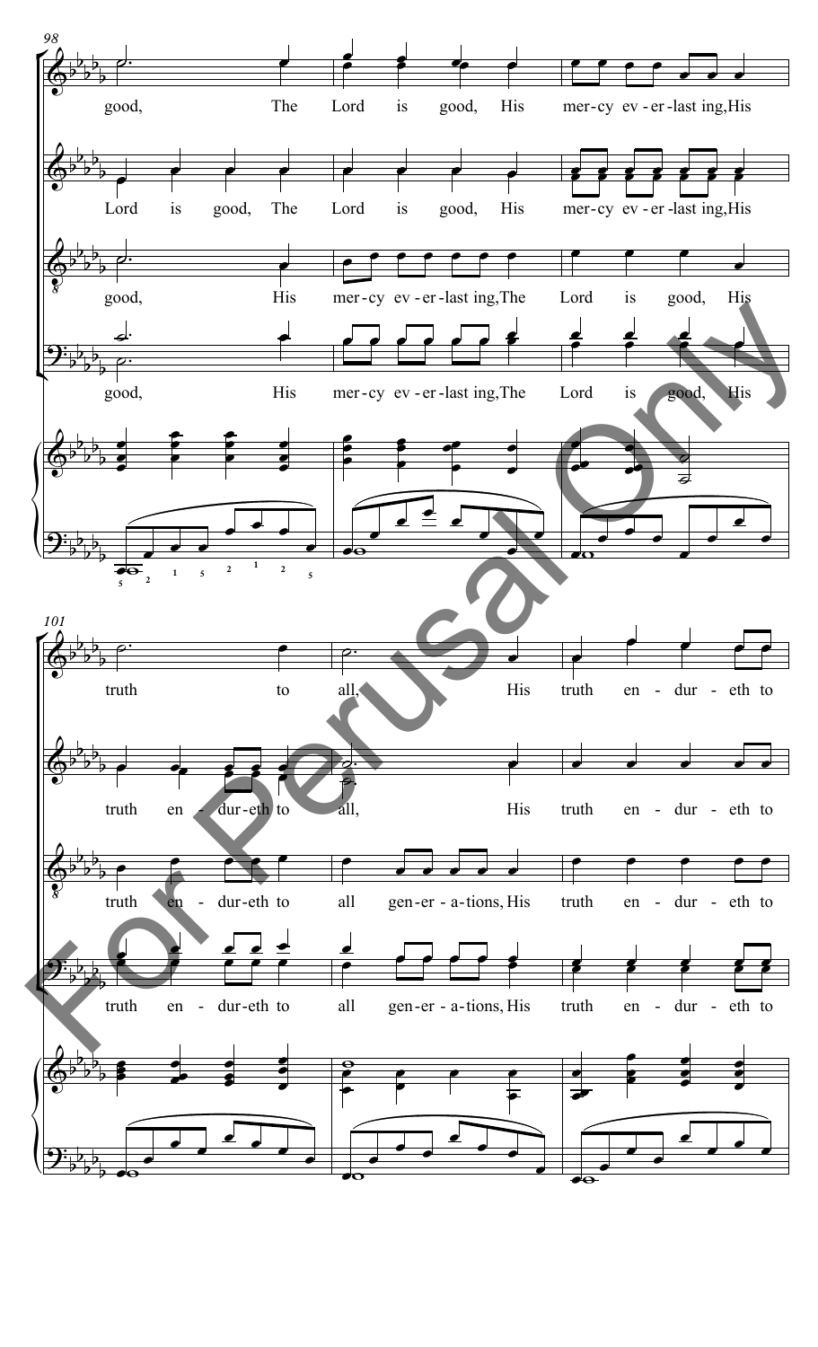98

good, The Lord is good, His mer-cy ev-er-last ing, His

Lord is good, The Lord is good, His mer-cy ev-er-last ing, His

good, His mer-cy ev-er-last ing, The Lord is good, His

good, His mer-cy ev-er-last ing, The Lord is good, His

101

truth to all, His truth en - dur - eth to

truth en - dur-eth to all, His truth en - dur - eth to

truth en - dur-eth to all gen-er-a-tions, His truth en - dur - eth to

truth en - dur-eth to all gen-er-a-tions, His truth en - dur - eth to

For Perusal Only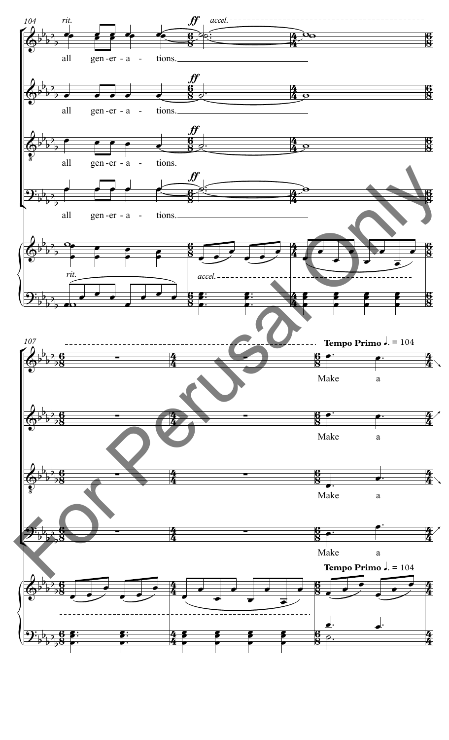104

*rit.*

**ff** *accel.*

all gen-er-a - tions.

all gen-er-a - tions.

all gen-er-a - tions.

all gen-er-a - tions.

*rit.*

*accel.*

107

**Tempo Primo** ♩. = 104

Make a

Make a

Make a

Make a

**Tempo Primo** ♩. = 104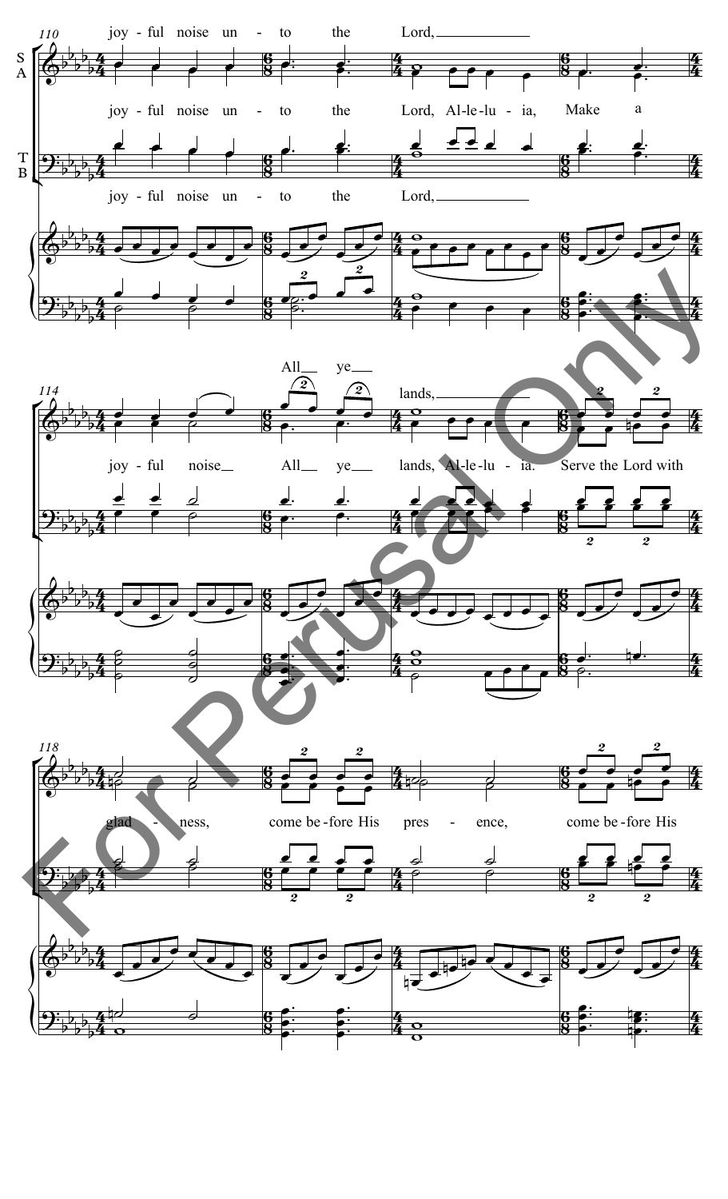110

joy - ful noise un - to the Lord,

joy - ful noise un - to the Lord, Al - le - lu - ia, Make a

joy - ful noise un - to the Lord,

114

All ye lands,

joy - ful noise All ye lands, Al - le - lu - ia. Serve the Lord with

118

glad - ness, come be - fore His pres - ence, come be - fore His

For Perusal Only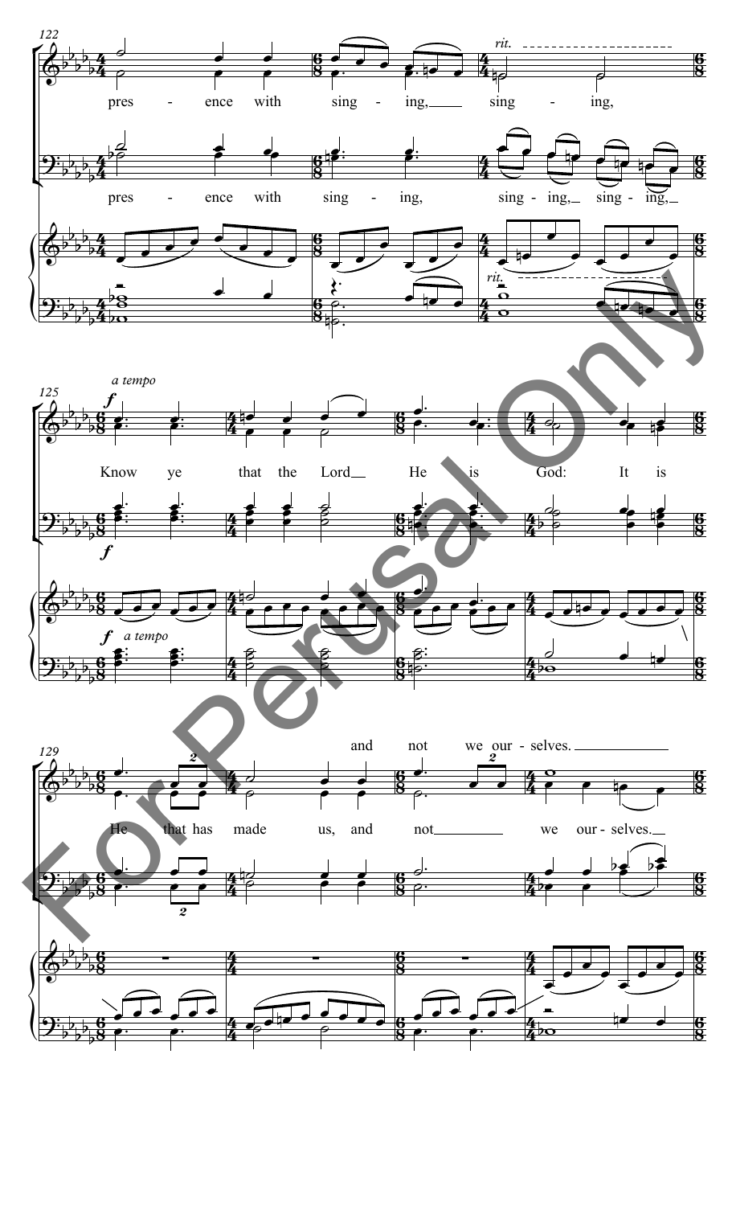122

*rit.*

pres - ence with sing - ing, sing - ing,

pres - ence with sing - ing, sing - ing, sing - ing,

*rit.*

125

*a tempo*

***f***

Know ye that the Lord He is God: It is

***f***

***f*** *a tempo*

129

and not we our - selves.

He that has made us, and not we our - selves.

For Perusal Only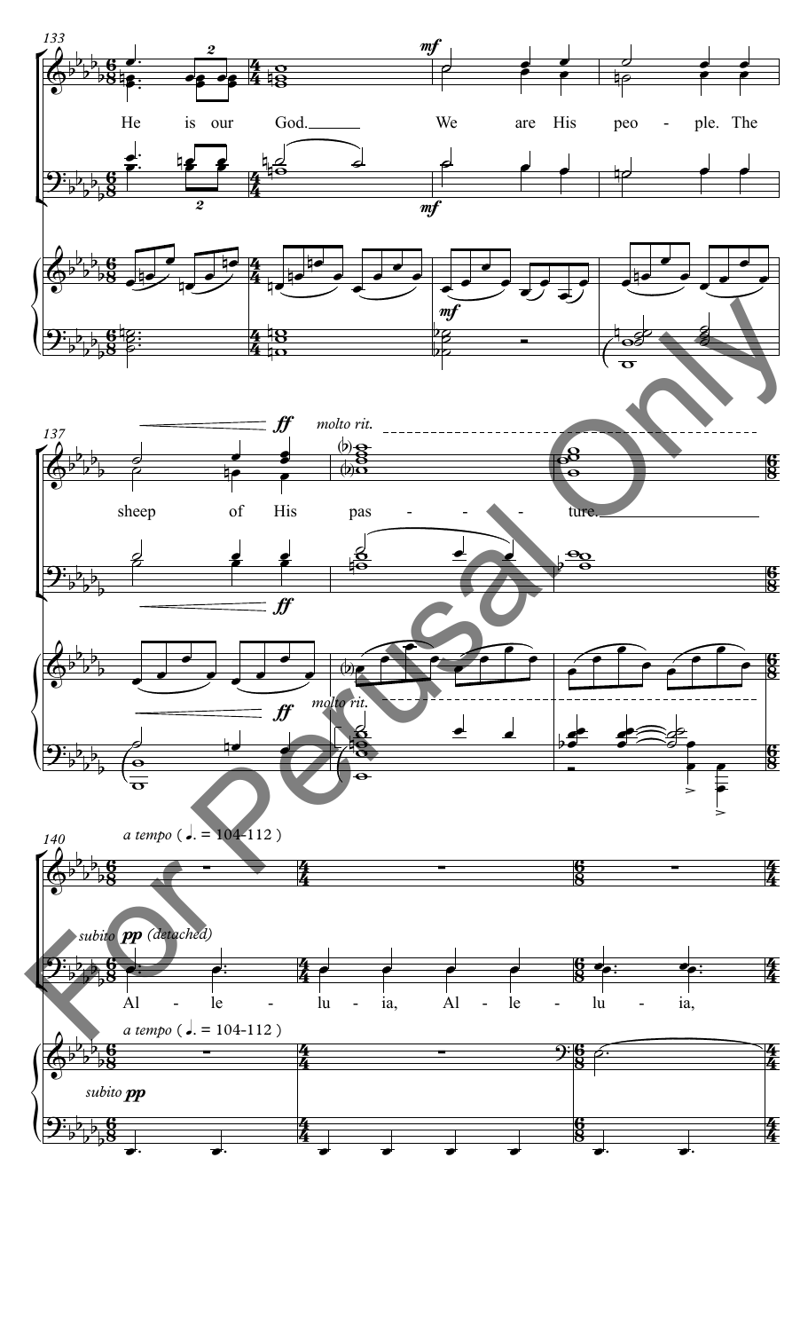133

*mf*

He is our God.______ We are His peo - ple. The

*mf*

*mf*

137

*ff* *molto rit.*

sheep of His pas - - - - ture.______

*ff*

*ff* *molto rit.*

140

*a tempo* ( ♩. = 104-112 )

*subito* ***pp*** *(detached)*

Al - le - lu - ia, Al - le - lu - ia,

*a tempo* ( ♩. = 104-112 )

*subito* ***pp***

For Perusal Only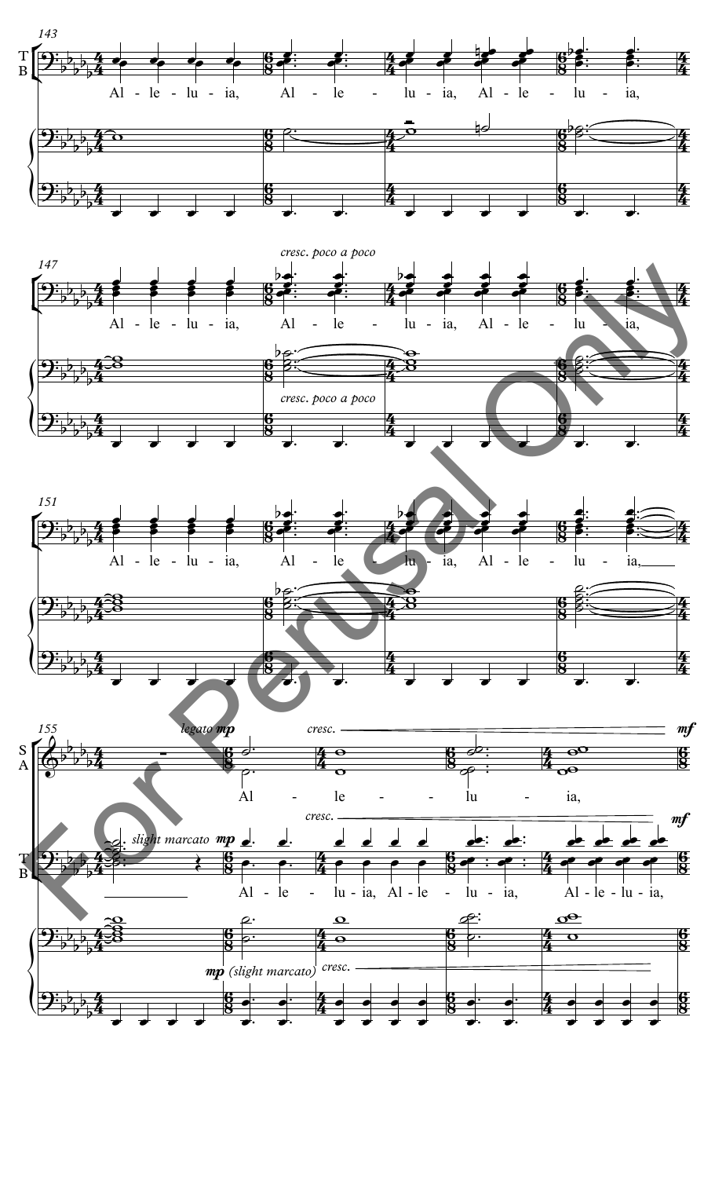143

Al - le - lu - ia, Al - le - lu - ia, Al - le - lu - ia,

147

*cresc. poco a poco*

Al - le - lu - ia, Al - le - lu - ia, Al - le - lu - ia,

*cresc. poco a poco*

151

Al - le - lu - ia, Al - le - lu - ia, Al - le - lu - ia,

155

*legato* **mp** *cresc.* **mf**

Al - le - lu - ia,

*slight marcato* **mp** *cresc.* **mf**

Al - le - lu - ia, Al - le - lu - ia, Al - le - lu - ia,

**mp** *(slight marcato)* *cresc.*

For Perusal Only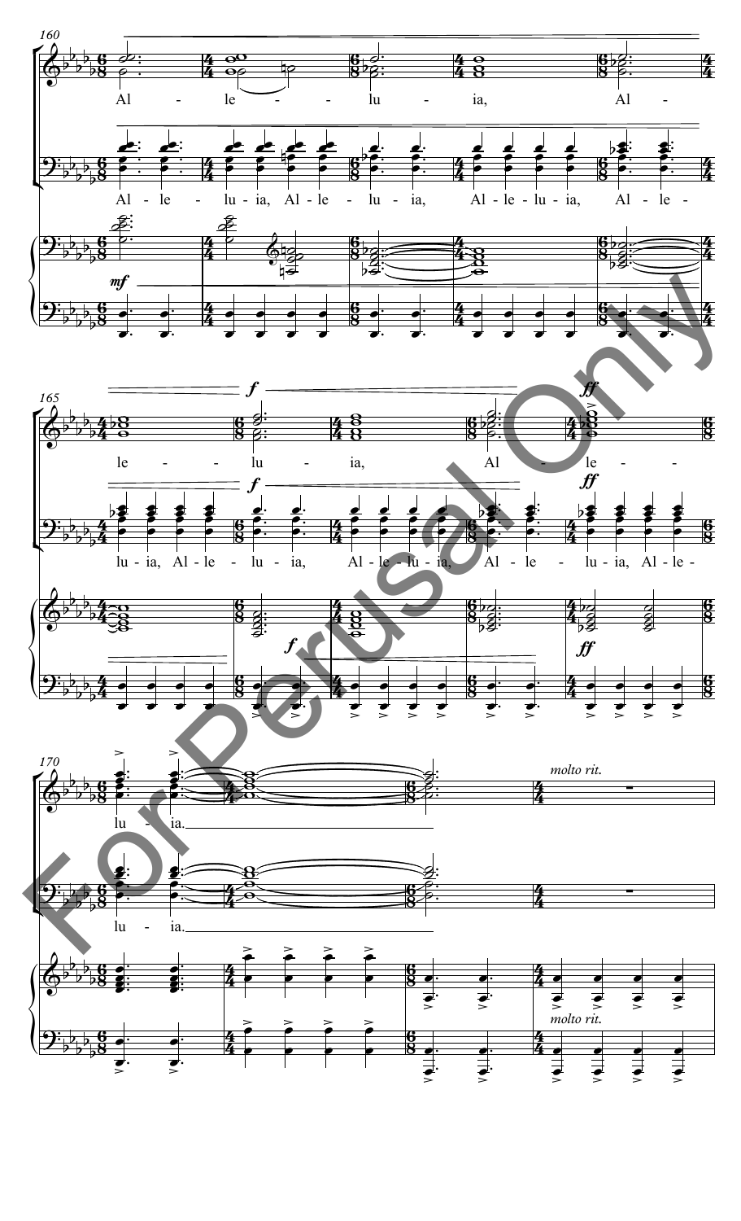160

Al - le - lu - ia, Al -

Al - le - lu - ia, Al - le - lu - ia, Al - le - lu - ia, Al - le -

*mf*

165

le - lu - ia, Al - le -

*f* *ff*

lu - ia, Al - le - lu - ia, Al - le - lu - ia, Al - le - lu - ia, Al - le -

*f* *ff*

170

lu - ia.

lu - ia.

*molto rit.*

*molto rit.*

For Perusal Only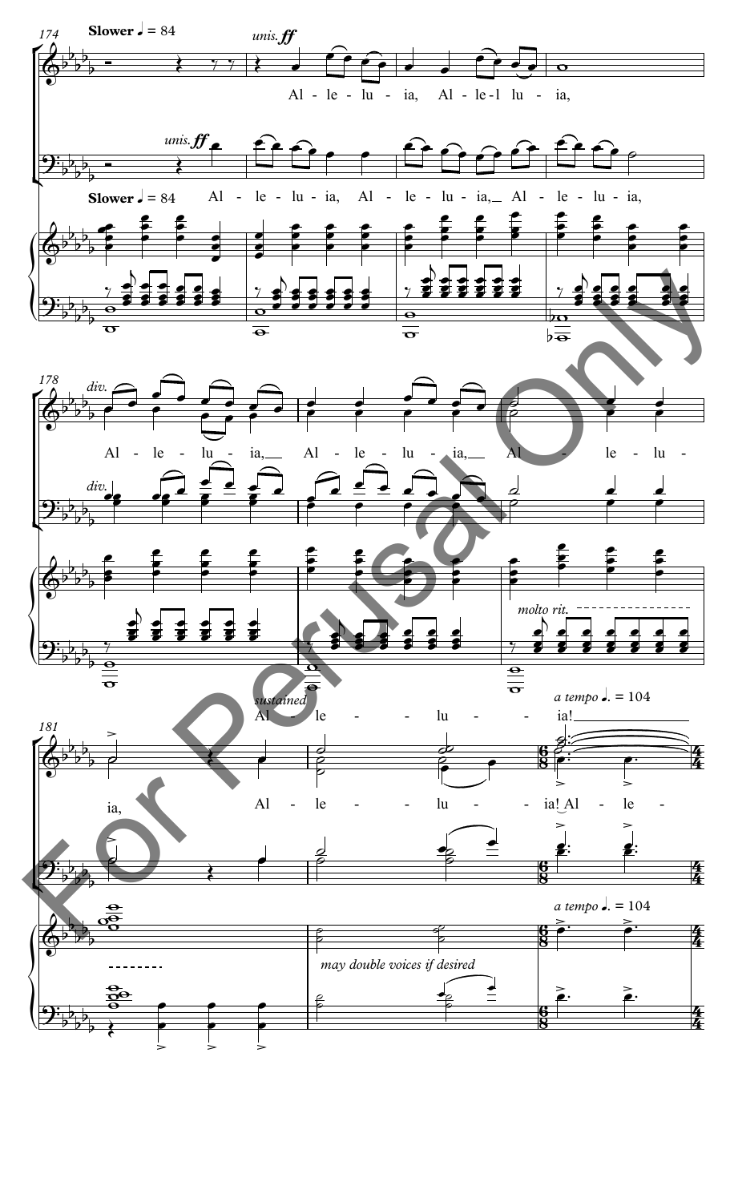174

**Slower** ♩ = 84

*unis.* ***ff***

Al - le - lu - ia, Al - le - l lu - ia,

*unis.* ***ff***

Al - le - lu - ia, Al - le - lu - ia, Al - le - lu - ia,

**Slower** ♩ = 84

178

*div.*

Al - le - lu - ia, Al - le - lu - ia, Al - le - lu -

*div.*

*molto rit.*

181

*sustained*

Al - le - lu - ia!

*a tempo* ♩. = 104

ia, Al - le - lu - ia! Al - le -

*a tempo* ♩. = 104

*may double voices if desired*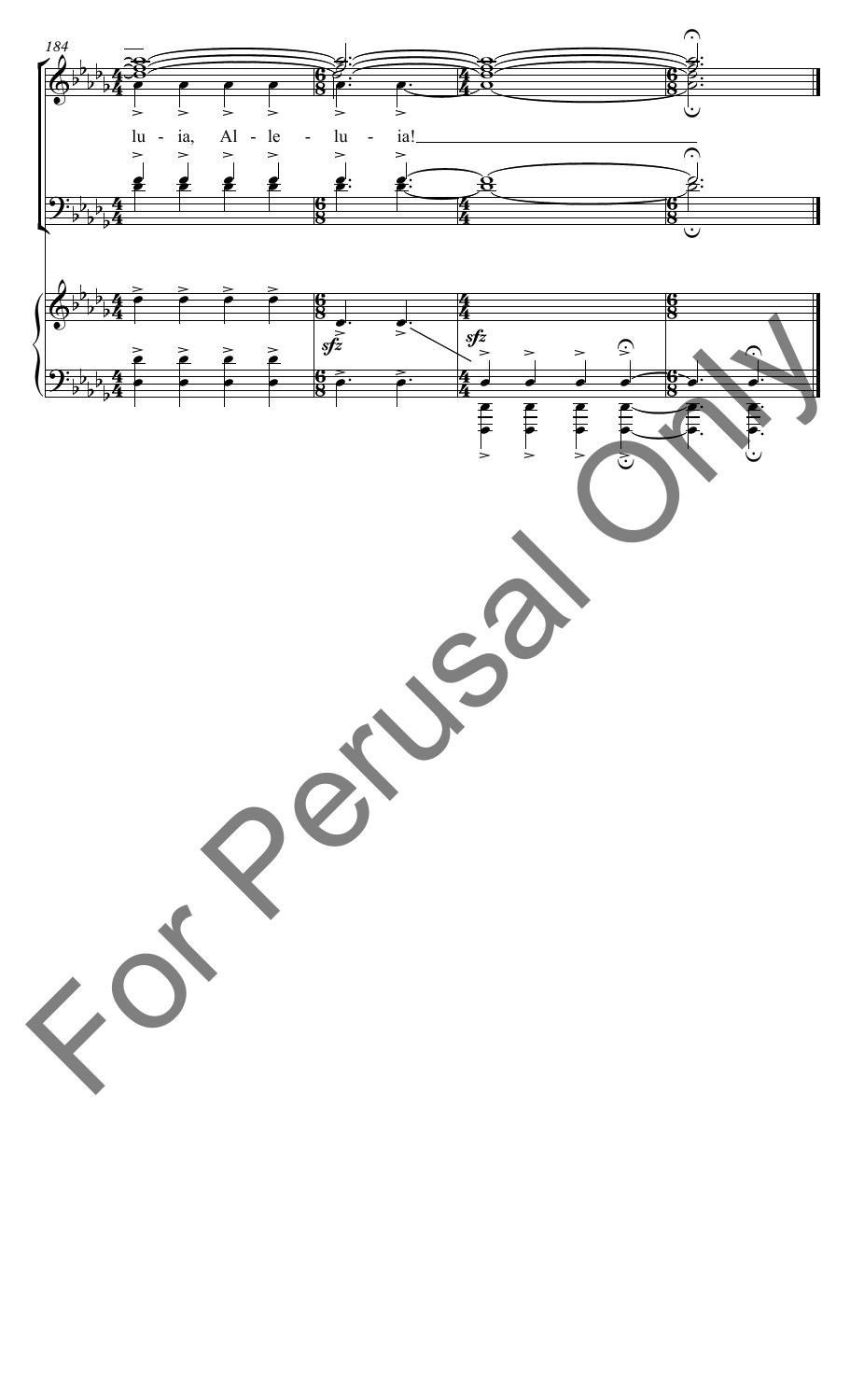184

lu - ia, Al - le - lu - ia!

*sfz*

*sfz*

For Perusal Only